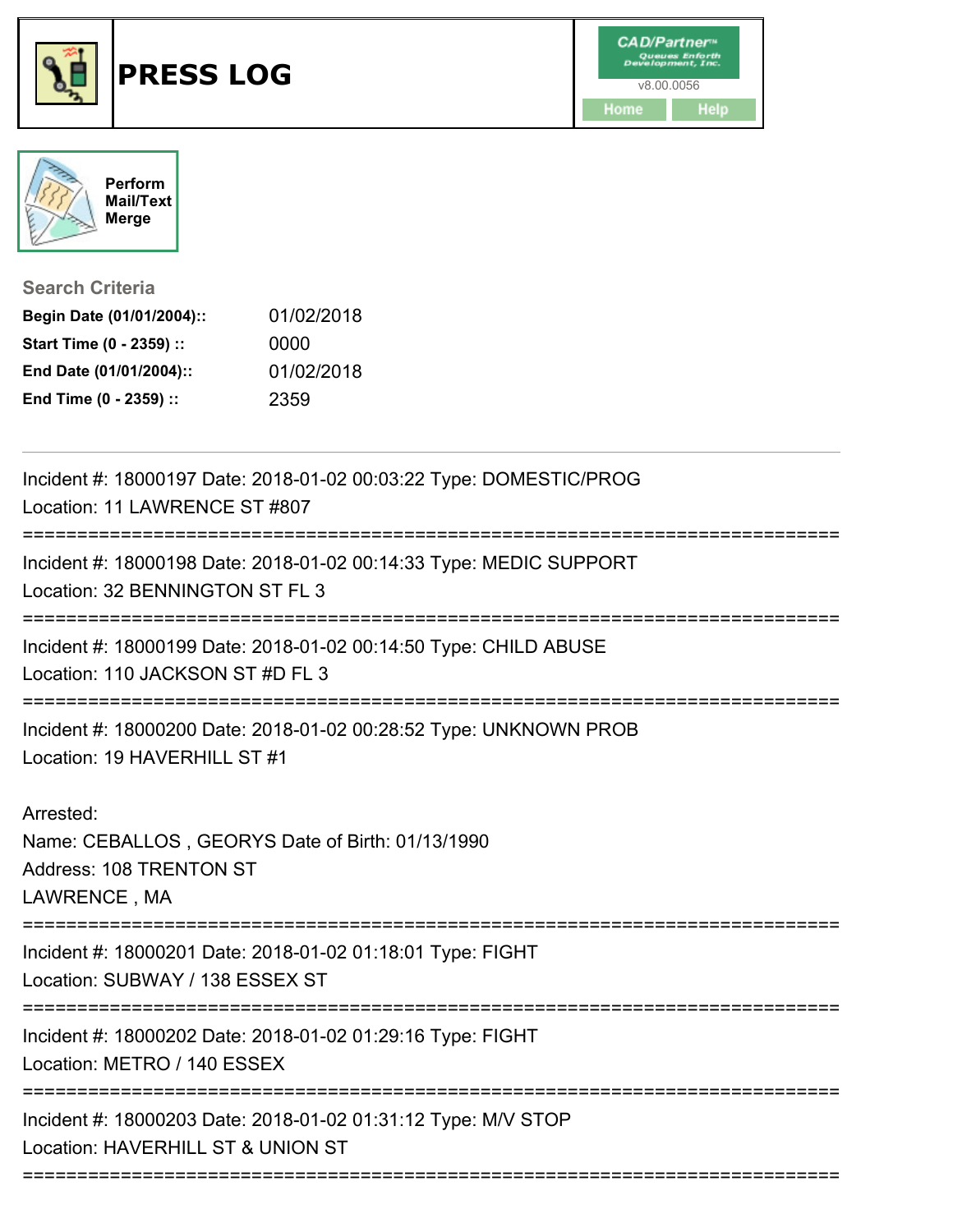# PRESS LOG

CAD/Partner™ Queues Enforth Development, Inc.
v8.00.0056

Home | Help

Perform Mail/Text Merge

### Search Criteria

**Begin Date (01/01/2004)::** 01/02/2018
**Start Time (0 - 2359) ::** 0000
**End Date (01/01/2004)::** 01/02/2018
**End Time (0 - 2359) ::** 2359

---

Incident #: 18000197 Date: 2018-01-02 00:03:22 Type: DOMESTIC/PROG
Location: 11 LAWRENCE ST #807

===========================================================================

Incident #: 18000198 Date: 2018-01-02 00:14:33 Type: MEDIC SUPPORT
Location: 32 BENNINGTON ST FL 3

===========================================================================

Incident #: 18000199 Date: 2018-01-02 00:14:50 Type: CHILD ABUSE
Location: 110 JACKSON ST #D FL 3

===========================================================================

Incident #: 18000200 Date: 2018-01-02 00:28:52 Type: UNKNOWN PROB
Location: 19 HAVERHILL ST #1

Arrested:
Name: CEBALLOS , GEORYS Date of Birth: 01/13/1990
Address: 108 TRENTON ST
LAWRENCE , MA

===========================================================================

Incident #: 18000201 Date: 2018-01-02 01:18:01 Type: FIGHT
Location: SUBWAY / 138 ESSEX ST

===========================================================================

Incident #: 18000202 Date: 2018-01-02 01:29:16 Type: FIGHT
Location: METRO / 140 ESSEX

===========================================================================

Incident #: 18000203 Date: 2018-01-02 01:31:12 Type: M/V STOP
Location: HAVERHILL ST & UNION ST

===========================================================================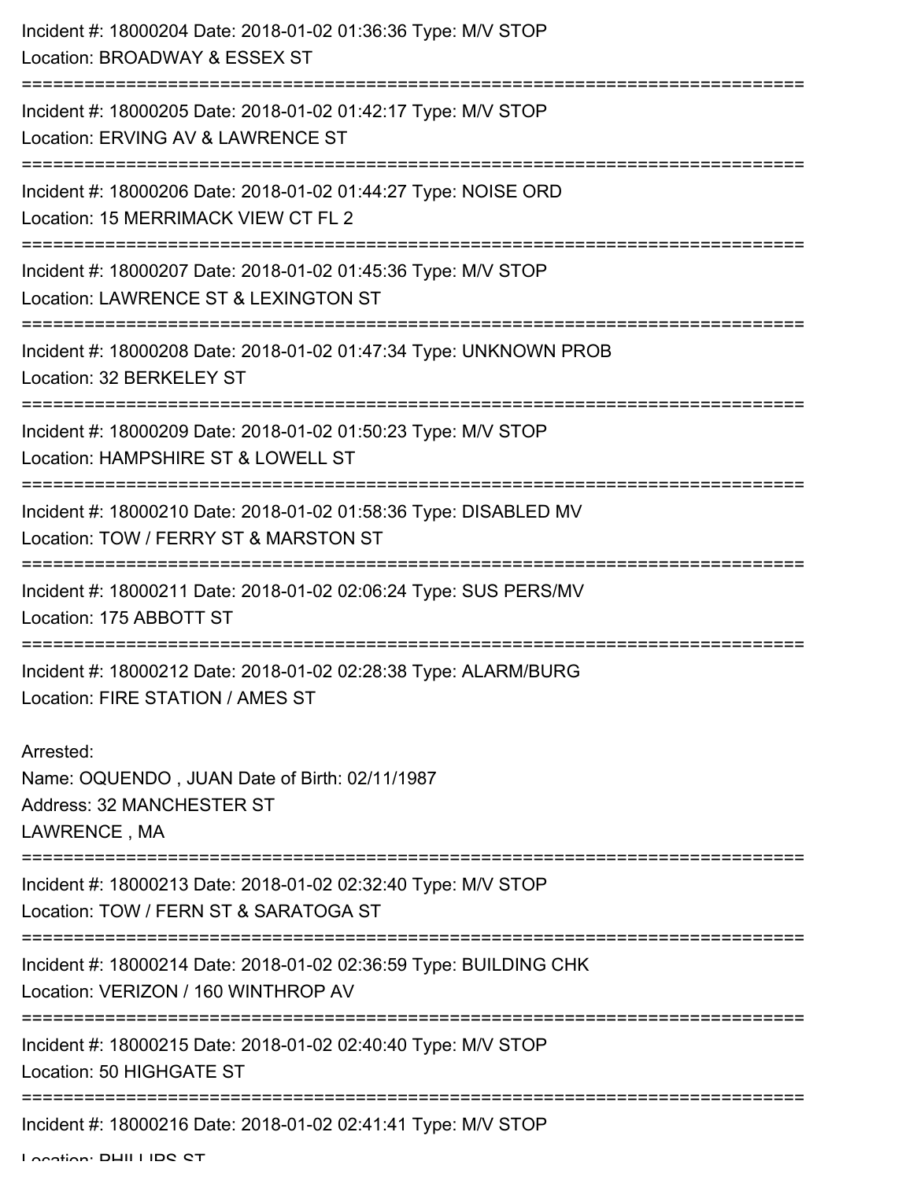Incident #: 18000204 Date: 2018-01-02 01:36:36 Type: M/V STOP
Location: BROADWAY & ESSEX ST

===========================================================================

Incident #: 18000205 Date: 2018-01-02 01:42:17 Type: M/V STOP
Location: ERVING AV & LAWRENCE ST

===========================================================================

Incident #: 18000206 Date: 2018-01-02 01:44:27 Type: NOISE ORD
Location: 15 MERRIMACK VIEW CT FL 2

===========================================================================

Incident #: 18000207 Date: 2018-01-02 01:45:36 Type: M/V STOP
Location: LAWRENCE ST & LEXINGTON ST

===========================================================================

Incident #: 18000208 Date: 2018-01-02 01:47:34 Type: UNKNOWN PROB
Location: 32 BERKELEY ST

===========================================================================

Incident #: 18000209 Date: 2018-01-02 01:50:23 Type: M/V STOP
Location: HAMPSHIRE ST & LOWELL ST

===========================================================================

Incident #: 18000210 Date: 2018-01-02 01:58:36 Type: DISABLED MV
Location: TOW / FERRY ST & MARSTON ST

===========================================================================

Incident #: 18000211 Date: 2018-01-02 02:06:24 Type: SUS PERS/MV
Location: 175 ABBOTT ST

===========================================================================

Incident #: 18000212 Date: 2018-01-02 02:28:38 Type: ALARM/BURG
Location: FIRE STATION / AMES ST

Arrested:
Name: OQUENDO , JUAN Date of Birth: 02/11/1987
Address: 32 MANCHESTER ST
LAWRENCE , MA

===========================================================================

Incident #: 18000213 Date: 2018-01-02 02:32:40 Type: M/V STOP
Location: TOW / FERN ST & SARATOGA ST

===========================================================================

Incident #: 18000214 Date: 2018-01-02 02:36:59 Type: BUILDING CHK
Location: VERIZON / 160 WINTHROP AV

===========================================================================

Incident #: 18000215 Date: 2018-01-02 02:40:40 Type: M/V STOP
Location: 50 HIGHGATE ST

===========================================================================

Incident #: 18000216 Date: 2018-01-02 02:41:41 Type: M/V STOP
Location: PHILLIPS ST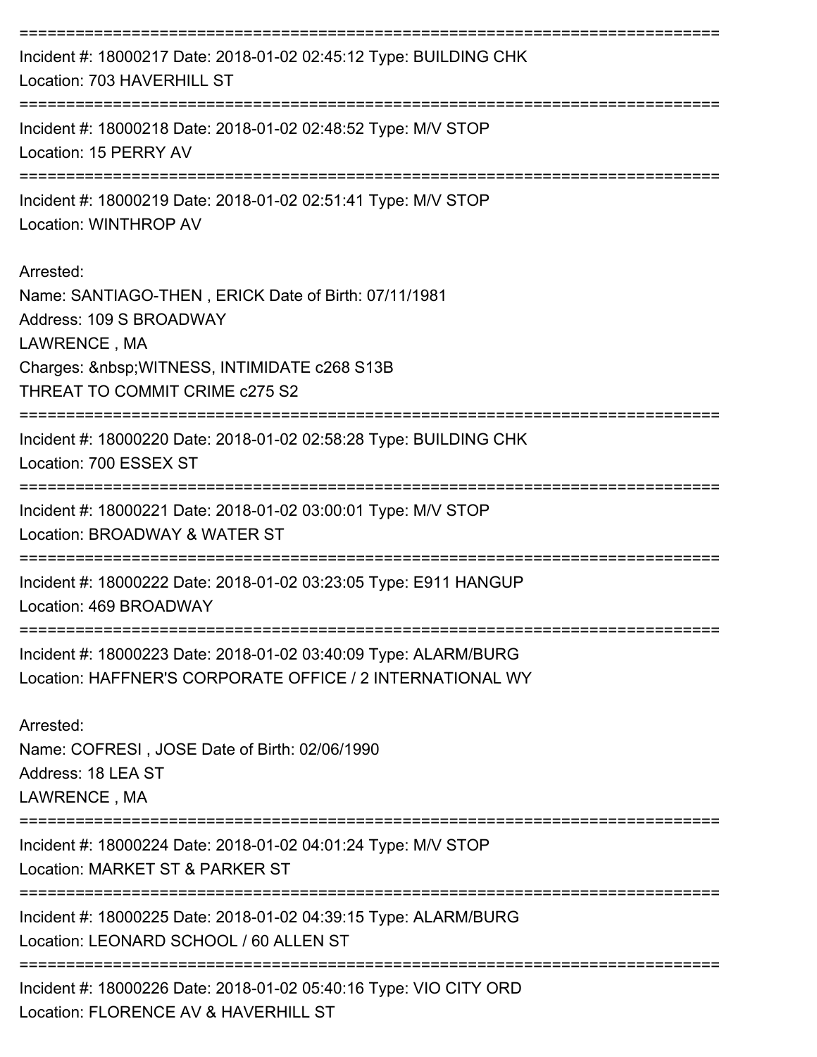===========================================================================

Incident #: 18000217 Date: 2018-01-02 02:45:12 Type: BUILDING CHK
Location: 703 HAVERHILL ST

===========================================================================

Incident #: 18000218 Date: 2018-01-02 02:48:52 Type: M/V STOP
Location: 15 PERRY AV

===========================================================================

Incident #: 18000219 Date: 2018-01-02 02:51:41 Type: M/V STOP
Location: WINTHROP AV

Arrested:
Name: SANTIAGO-THEN , ERICK Date of Birth: 07/11/1981
Address: 109 S BROADWAY
LAWRENCE , MA
Charges: &nbsp;WITNESS, INTIMIDATE c268 S13B
THREAT TO COMMIT CRIME c275 S2

===========================================================================

Incident #: 18000220 Date: 2018-01-02 02:58:28 Type: BUILDING CHK
Location: 700 ESSEX ST

===========================================================================

Incident #: 18000221 Date: 2018-01-02 03:00:01 Type: M/V STOP
Location: BROADWAY & WATER ST

===========================================================================

Incident #: 18000222 Date: 2018-01-02 03:23:05 Type: E911 HANGUP
Location: 469 BROADWAY

===========================================================================

Incident #: 18000223 Date: 2018-01-02 03:40:09 Type: ALARM/BURG
Location: HAFFNER'S CORPORATE OFFICE / 2 INTERNATIONAL WY

Arrested:
Name: COFRESI , JOSE Date of Birth: 02/06/1990
Address: 18 LEA ST
LAWRENCE , MA

===========================================================================

Incident #: 18000224 Date: 2018-01-02 04:01:24 Type: M/V STOP
Location: MARKET ST & PARKER ST

===========================================================================

Incident #: 18000225 Date: 2018-01-02 04:39:15 Type: ALARM/BURG
Location: LEONARD SCHOOL / 60 ALLEN ST

===========================================================================

Incident #: 18000226 Date: 2018-01-02 05:40:16 Type: VIO CITY ORD
Location: FLORENCE AV & HAVERHILL ST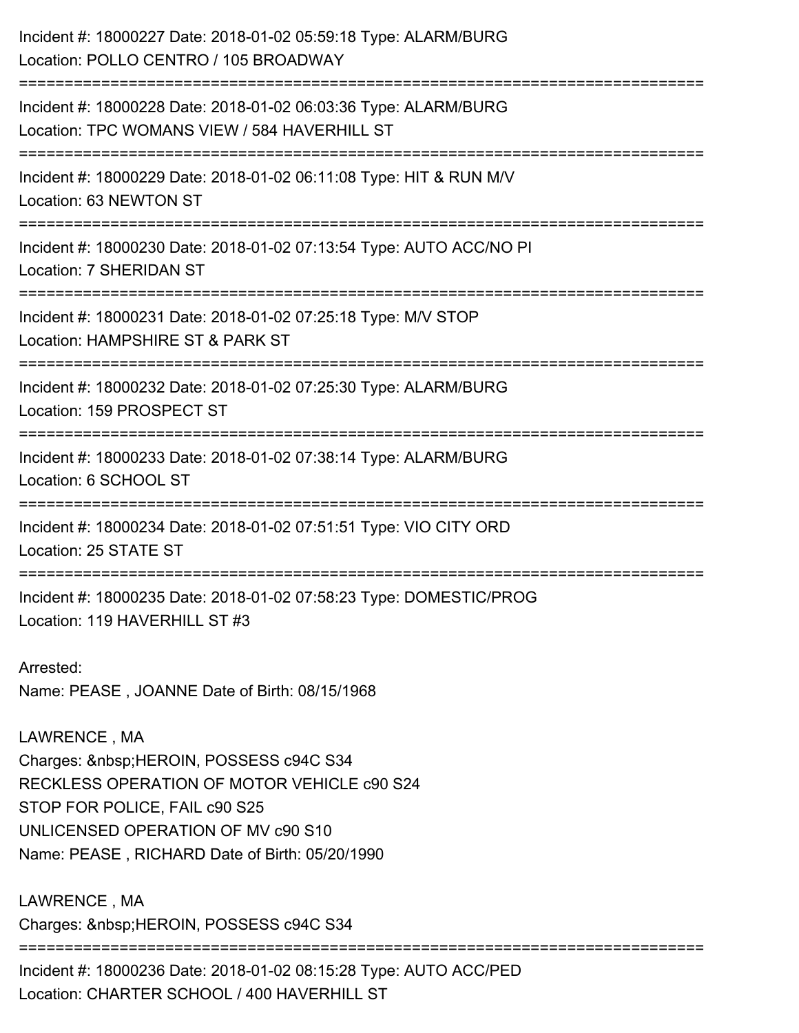Incident #: 18000227 Date: 2018-01-02 05:59:18 Type: ALARM/BURG
Location: POLLO CENTRO / 105 BROADWAY

===========================================================================

Incident #: 18000228 Date: 2018-01-02 06:03:36 Type: ALARM/BURG
Location: TPC WOMANS VIEW / 584 HAVERHILL ST

===========================================================================

Incident #: 18000229 Date: 2018-01-02 06:11:08 Type: HIT & RUN M/V
Location: 63 NEWTON ST

===========================================================================

Incident #: 18000230 Date: 2018-01-02 07:13:54 Type: AUTO ACC/NO PI
Location: 7 SHERIDAN ST

===========================================================================

Incident #: 18000231 Date: 2018-01-02 07:25:18 Type: M/V STOP
Location: HAMPSHIRE ST & PARK ST

===========================================================================

Incident #: 18000232 Date: 2018-01-02 07:25:30 Type: ALARM/BURG
Location: 159 PROSPECT ST

===========================================================================

Incident #: 18000233 Date: 2018-01-02 07:38:14 Type: ALARM/BURG
Location: 6 SCHOOL ST

===========================================================================

Incident #: 18000234 Date: 2018-01-02 07:51:51 Type: VIO CITY ORD
Location: 25 STATE ST

===========================================================================

Incident #: 18000235 Date: 2018-01-02 07:58:23 Type: DOMESTIC/PROG
Location: 119 HAVERHILL ST #3

Arrested:
Name: PEASE , JOANNE Date of Birth: 08/15/1968

LAWRENCE , MA
Charges: &nbsp;HEROIN, POSSESS c94C S34
RECKLESS OPERATION OF MOTOR VEHICLE c90 S24
STOP FOR POLICE, FAIL c90 S25
UNLICENSED OPERATION OF MV c90 S10
Name: PEASE , RICHARD Date of Birth: 05/20/1990

LAWRENCE , MA
Charges: &nbsp;HEROIN, POSSESS c94C S34

===========================================================================

Incident #: 18000236 Date: 2018-01-02 08:15:28 Type: AUTO ACC/PED
Location: CHARTER SCHOOL / 400 HAVERHILL ST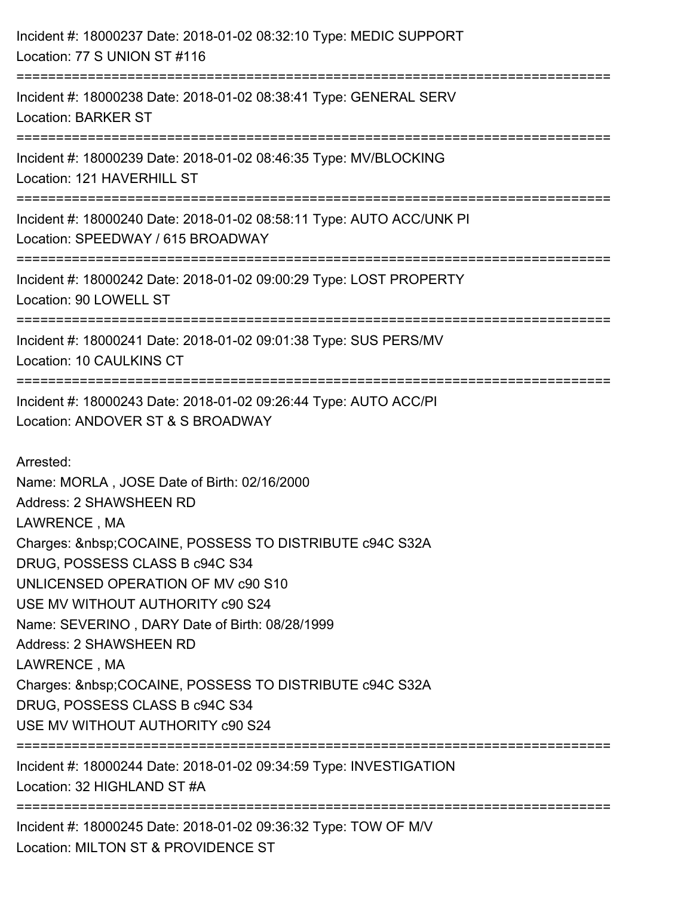Incident #: 18000237 Date: 2018-01-02 08:32:10 Type: MEDIC SUPPORT
Location: 77 S UNION ST #116

===========================================================================

Incident #: 18000238 Date: 2018-01-02 08:38:41 Type: GENERAL SERV
Location: BARKER ST

===========================================================================

Incident #: 18000239 Date: 2018-01-02 08:46:35 Type: MV/BLOCKING
Location: 121 HAVERHILL ST

===========================================================================

Incident #: 18000240 Date: 2018-01-02 08:58:11 Type: AUTO ACC/UNK PI
Location: SPEEDWAY / 615 BROADWAY

===========================================================================

Incident #: 18000242 Date: 2018-01-02 09:00:29 Type: LOST PROPERTY
Location: 90 LOWELL ST

===========================================================================

Incident #: 18000241 Date: 2018-01-02 09:01:38 Type: SUS PERS/MV
Location: 10 CAULKINS CT

===========================================================================

Incident #: 18000243 Date: 2018-01-02 09:26:44 Type: AUTO ACC/PI
Location: ANDOVER ST & S BROADWAY

Arrested:
Name: MORLA , JOSE Date of Birth: 02/16/2000
Address: 2 SHAWSHEEN RD
LAWRENCE , MA
Charges: &nbsp;COCAINE, POSSESS TO DISTRIBUTE c94C S32A
DRUG, POSSESS CLASS B c94C S34
UNLICENSED OPERATION OF MV c90 S10
USE MV WITHOUT AUTHORITY c90 S24
Name: SEVERINO , DARY Date of Birth: 08/28/1999
Address: 2 SHAWSHEEN RD
LAWRENCE , MA
Charges: &nbsp;COCAINE, POSSESS TO DISTRIBUTE c94C S32A
DRUG, POSSESS CLASS B c94C S34
USE MV WITHOUT AUTHORITY c90 S24

===========================================================================

Incident #: 18000244 Date: 2018-01-02 09:34:59 Type: INVESTIGATION
Location: 32 HIGHLAND ST #A

===========================================================================

Incident #: 18000245 Date: 2018-01-02 09:36:32 Type: TOW OF M/V
Location: MILTON ST & PROVIDENCE ST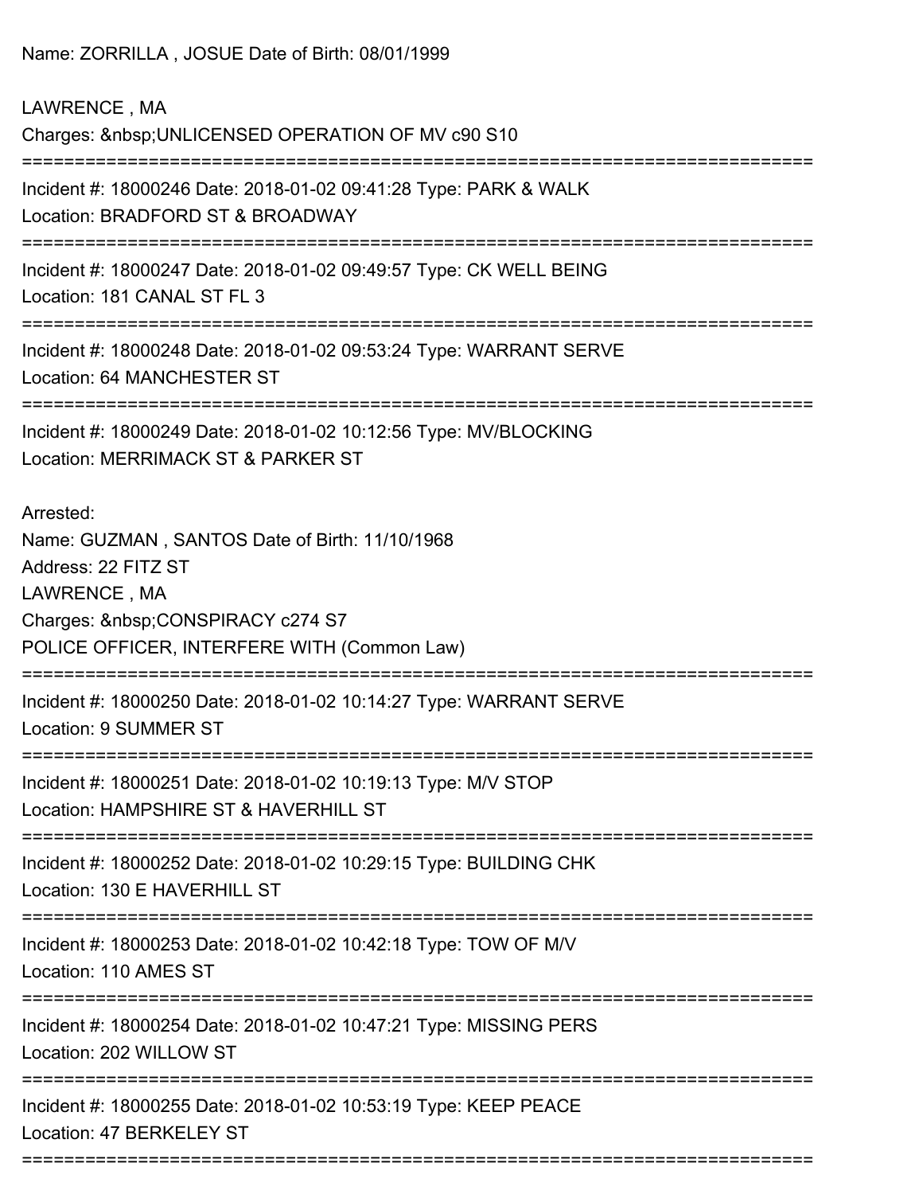Name: ZORRILLA , JOSUE Date of Birth: 08/01/1999

LAWRENCE , MA

Charges: &nbsp;UNLICENSED OPERATION OF MV c90 S10

===========================================================================

Incident #: 18000246 Date: 2018-01-02 09:41:28 Type: PARK & WALK

Location: BRADFORD ST & BROADWAY

===========================================================================

Incident #: 18000247 Date: 2018-01-02 09:49:57 Type: CK WELL BEING

Location: 181 CANAL ST FL 3

===========================================================================

Incident #: 18000248 Date: 2018-01-02 09:53:24 Type: WARRANT SERVE

Location: 64 MANCHESTER ST

===========================================================================

Incident #: 18000249 Date: 2018-01-02 10:12:56 Type: MV/BLOCKING

Location: MERRIMACK ST & PARKER ST

Arrested:

Name: GUZMAN , SANTOS Date of Birth: 11/10/1968

Address: 22 FITZ ST

LAWRENCE , MA

Charges: &nbsp;CONSPIRACY c274 S7

POLICE OFFICER, INTERFERE WITH (Common Law)

===========================================================================

Incident #: 18000250 Date: 2018-01-02 10:14:27 Type: WARRANT SERVE

Location: 9 SUMMER ST

===========================================================================

Incident #: 18000251 Date: 2018-01-02 10:19:13 Type: M/V STOP

Location: HAMPSHIRE ST & HAVERHILL ST

===========================================================================

Incident #: 18000252 Date: 2018-01-02 10:29:15 Type: BUILDING CHK

Location: 130 E HAVERHILL ST

===========================================================================

Incident #: 18000253 Date: 2018-01-02 10:42:18 Type: TOW OF M/V

Location: 110 AMES ST

===========================================================================

Incident #: 18000254 Date: 2018-01-02 10:47:21 Type: MISSING PERS

Location: 202 WILLOW ST

===========================================================================

Incident #: 18000255 Date: 2018-01-02 10:53:19 Type: KEEP PEACE

Location: 47 BERKELEY ST

===========================================================================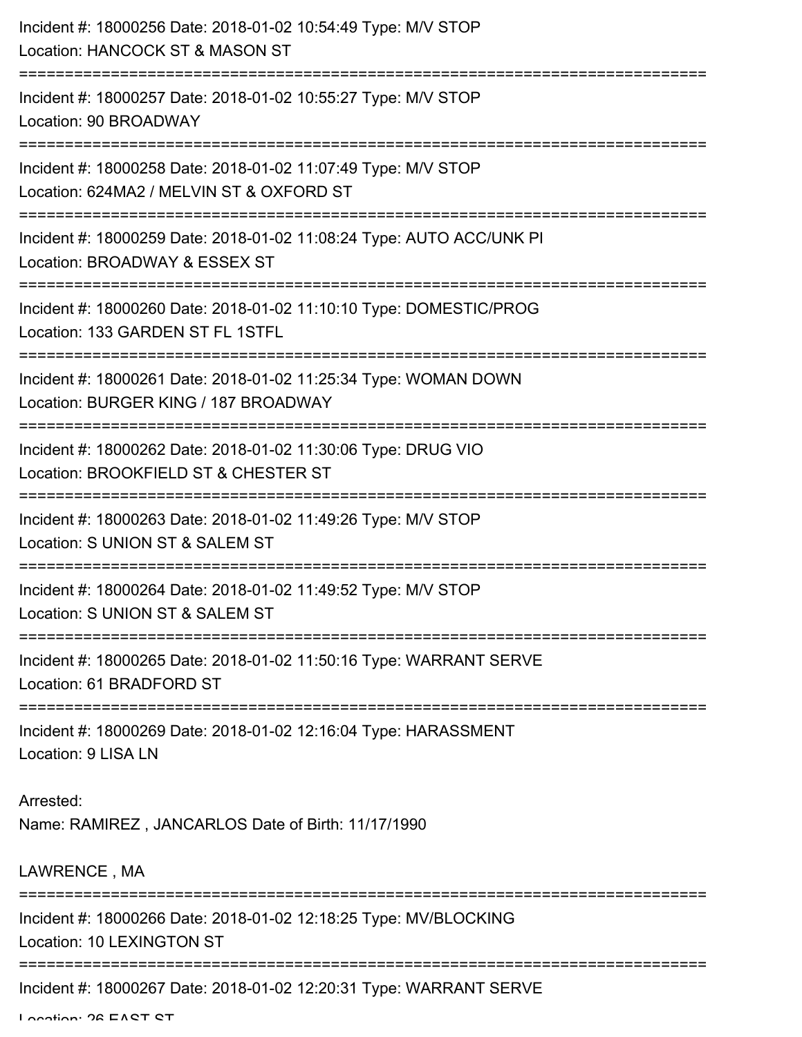Incident #: 18000256 Date: 2018-01-02 10:54:49 Type: M/V STOP
Location: HANCOCK ST & MASON ST

===========================================================================

Incident #: 18000257 Date: 2018-01-02 10:55:27 Type: M/V STOP
Location: 90 BROADWAY

===========================================================================

Incident #: 18000258 Date: 2018-01-02 11:07:49 Type: M/V STOP
Location: 624MA2 / MELVIN ST & OXFORD ST

===========================================================================

Incident #: 18000259 Date: 2018-01-02 11:08:24 Type: AUTO ACC/UNK PI
Location: BROADWAY & ESSEX ST

===========================================================================

Incident #: 18000260 Date: 2018-01-02 11:10:10 Type: DOMESTIC/PROG
Location: 133 GARDEN ST FL 1STFL

===========================================================================

Incident #: 18000261 Date: 2018-01-02 11:25:34 Type: WOMAN DOWN
Location: BURGER KING / 187 BROADWAY

===========================================================================

Incident #: 18000262 Date: 2018-01-02 11:30:06 Type: DRUG VIO
Location: BROOKFIELD ST & CHESTER ST

===========================================================================

Incident #: 18000263 Date: 2018-01-02 11:49:26 Type: M/V STOP
Location: S UNION ST & SALEM ST

===========================================================================

Incident #: 18000264 Date: 2018-01-02 11:49:52 Type: M/V STOP
Location: S UNION ST & SALEM ST

===========================================================================

Incident #: 18000265 Date: 2018-01-02 11:50:16 Type: WARRANT SERVE
Location: 61 BRADFORD ST

===========================================================================

Incident #: 18000269 Date: 2018-01-02 12:16:04 Type: HARASSMENT
Location: 9 LISA LN

Arrested:
Name: RAMIREZ , JANCARLOS Date of Birth: 11/17/1990

LAWRENCE , MA

===========================================================================

Incident #: 18000266 Date: 2018-01-02 12:18:25 Type: MV/BLOCKING
Location: 10 LEXINGTON ST

===========================================================================

Incident #: 18000267 Date: 2018-01-02 12:20:31 Type: WARRANT SERVE
Location: 26 EAST ST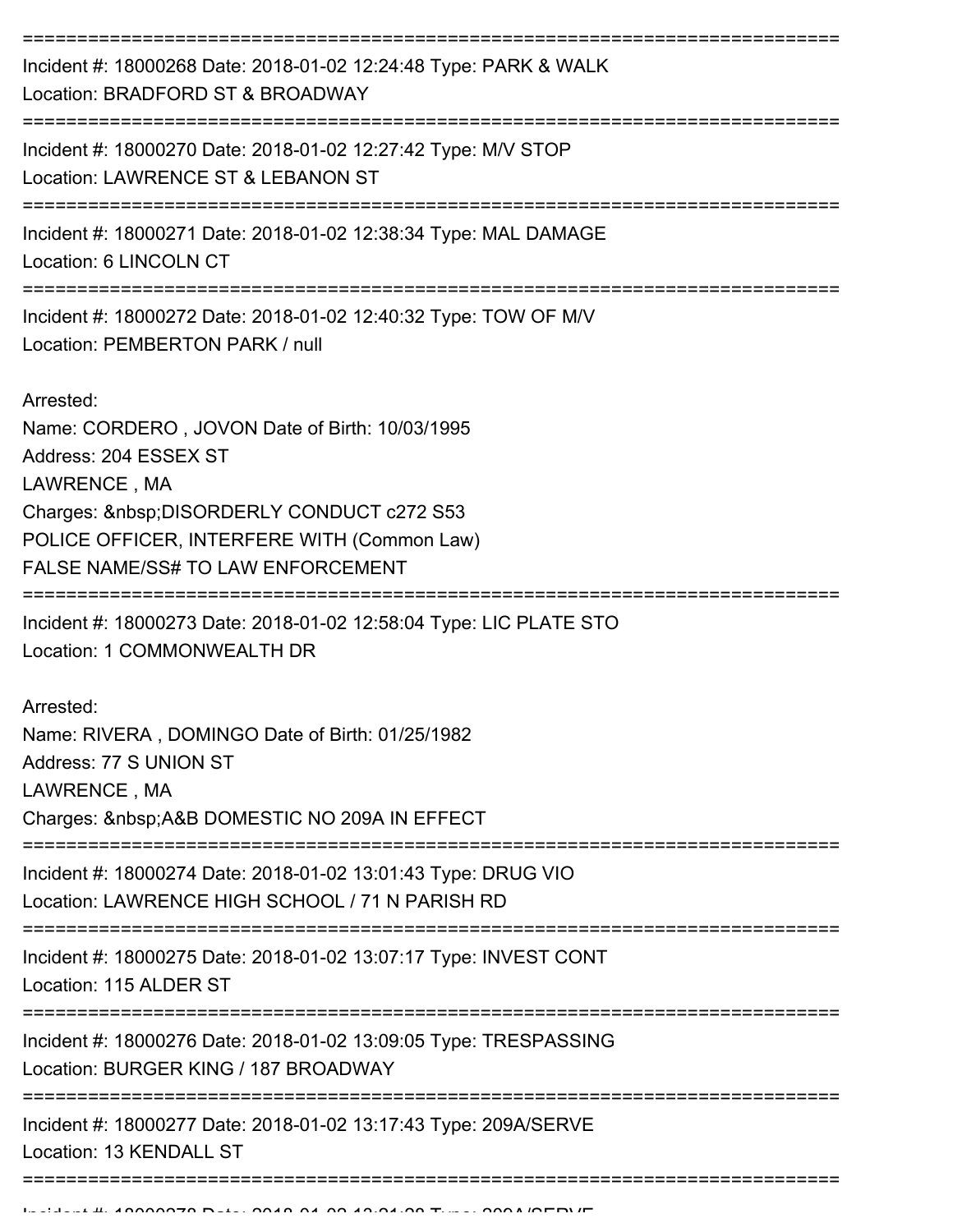===========================================================================

Incident #: 18000268 Date: 2018-01-02 12:24:48 Type: PARK & WALK
Location: BRADFORD ST & BROADWAY

===========================================================================

Incident #: 18000270 Date: 2018-01-02 12:27:42 Type: M/V STOP
Location: LAWRENCE ST & LEBANON ST

===========================================================================

Incident #: 18000271 Date: 2018-01-02 12:38:34 Type: MAL DAMAGE
Location: 6 LINCOLN CT

===========================================================================

Incident #: 18000272 Date: 2018-01-02 12:40:32 Type: TOW OF M/V
Location: PEMBERTON PARK / null

Arrested:
Name: CORDERO , JOVON Date of Birth: 10/03/1995
Address: 204 ESSEX ST
LAWRENCE , MA
Charges: &nbsp;DISORDERLY CONDUCT c272 S53
POLICE OFFICER, INTERFERE WITH (Common Law)
FALSE NAME/SS# TO LAW ENFORCEMENT

===========================================================================

Incident #: 18000273 Date: 2018-01-02 12:58:04 Type: LIC PLATE STO
Location: 1 COMMONWEALTH DR

Arrested:
Name: RIVERA , DOMINGO Date of Birth: 01/25/1982
Address: 77 S UNION ST
LAWRENCE , MA
Charges: &nbsp;A&B DOMESTIC NO 209A IN EFFECT

===========================================================================

Incident #: 18000274 Date: 2018-01-02 13:01:43 Type: DRUG VIO
Location: LAWRENCE HIGH SCHOOL / 71 N PARISH RD

===========================================================================

Incident #: 18000275 Date: 2018-01-02 13:07:17 Type: INVEST CONT
Location: 115 ALDER ST

===========================================================================

Incident #: 18000276 Date: 2018-01-02 13:09:05 Type: TRESPASSING
Location: BURGER KING / 187 BROADWAY

===========================================================================

Incident #: 18000277 Date: 2018-01-02 13:17:43 Type: 209A/SERVE
Location: 13 KENDALL ST

===========================================================================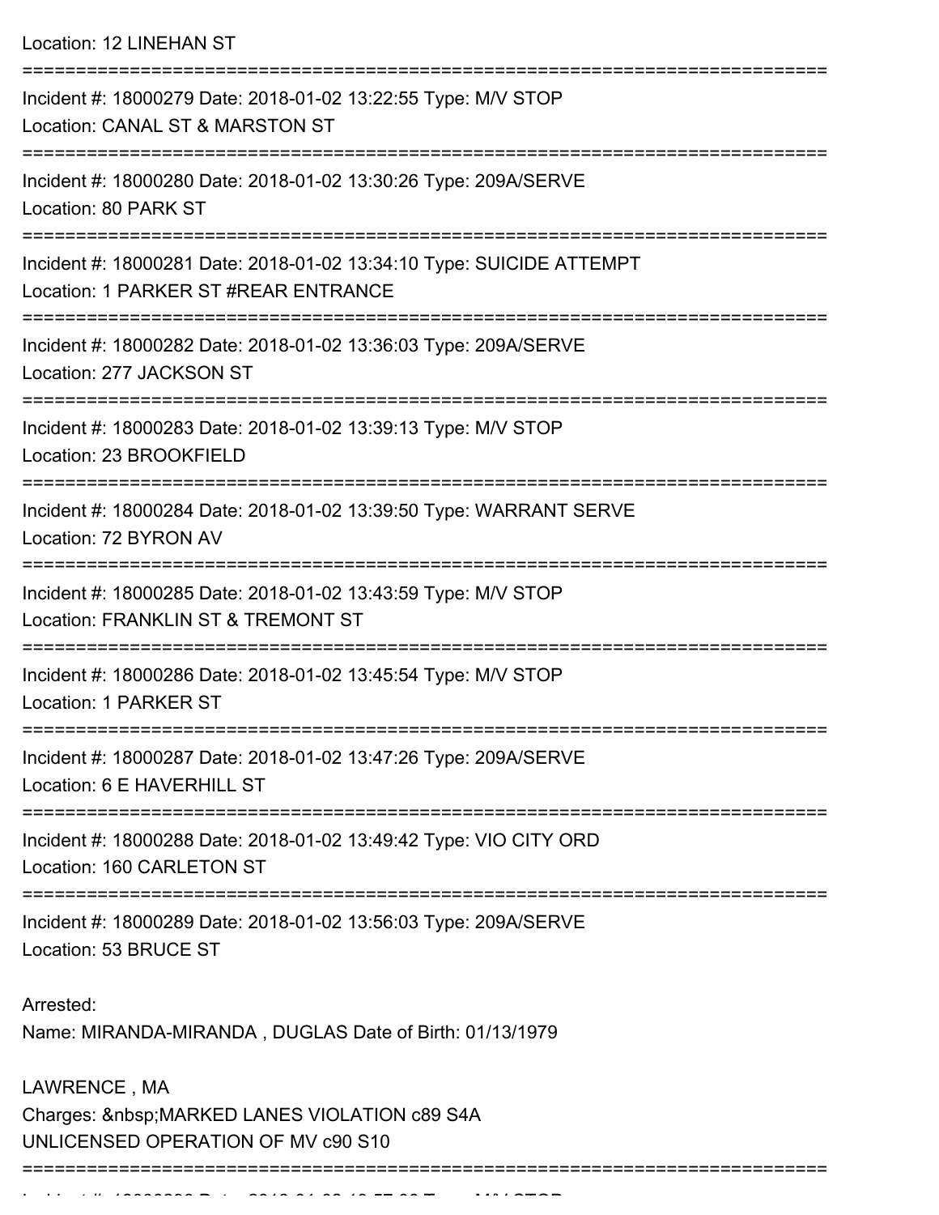Location: 12 LINEHAN ST

===========================================================================

Incident #: 18000279 Date: 2018-01-02 13:22:55 Type: M/V STOP
Location: CANAL ST & MARSTON ST

===========================================================================

Incident #: 18000280 Date: 2018-01-02 13:30:26 Type: 209A/SERVE
Location: 80 PARK ST

===========================================================================

Incident #: 18000281 Date: 2018-01-02 13:34:10 Type: SUICIDE ATTEMPT
Location: 1 PARKER ST #REAR ENTRANCE

===========================================================================

Incident #: 18000282 Date: 2018-01-02 13:36:03 Type: 209A/SERVE
Location: 277 JACKSON ST

===========================================================================

Incident #: 18000283 Date: 2018-01-02 13:39:13 Type: M/V STOP
Location: 23 BROOKFIELD

===========================================================================

Incident #: 18000284 Date: 2018-01-02 13:39:50 Type: WARRANT SERVE
Location: 72 BYRON AV

===========================================================================

Incident #: 18000285 Date: 2018-01-02 13:43:59 Type: M/V STOP
Location: FRANKLIN ST & TREMONT ST

===========================================================================

Incident #: 18000286 Date: 2018-01-02 13:45:54 Type: M/V STOP
Location: 1 PARKER ST

===========================================================================

Incident #: 18000287 Date: 2018-01-02 13:47:26 Type: 209A/SERVE
Location: 6 E HAVERHILL ST

===========================================================================

Incident #: 18000288 Date: 2018-01-02 13:49:42 Type: VIO CITY ORD
Location: 160 CARLETON ST

===========================================================================

Incident #: 18000289 Date: 2018-01-02 13:56:03 Type: 209A/SERVE
Location: 53 BRUCE ST

Arrested:
Name: MIRANDA-MIRANDA , DUGLAS Date of Birth: 01/13/1979

LAWRENCE , MA
Charges: &nbsp;MARKED LANES VIOLATION c89 S4A
UNLICENSED OPERATION OF MV c90 S10

===========================================================================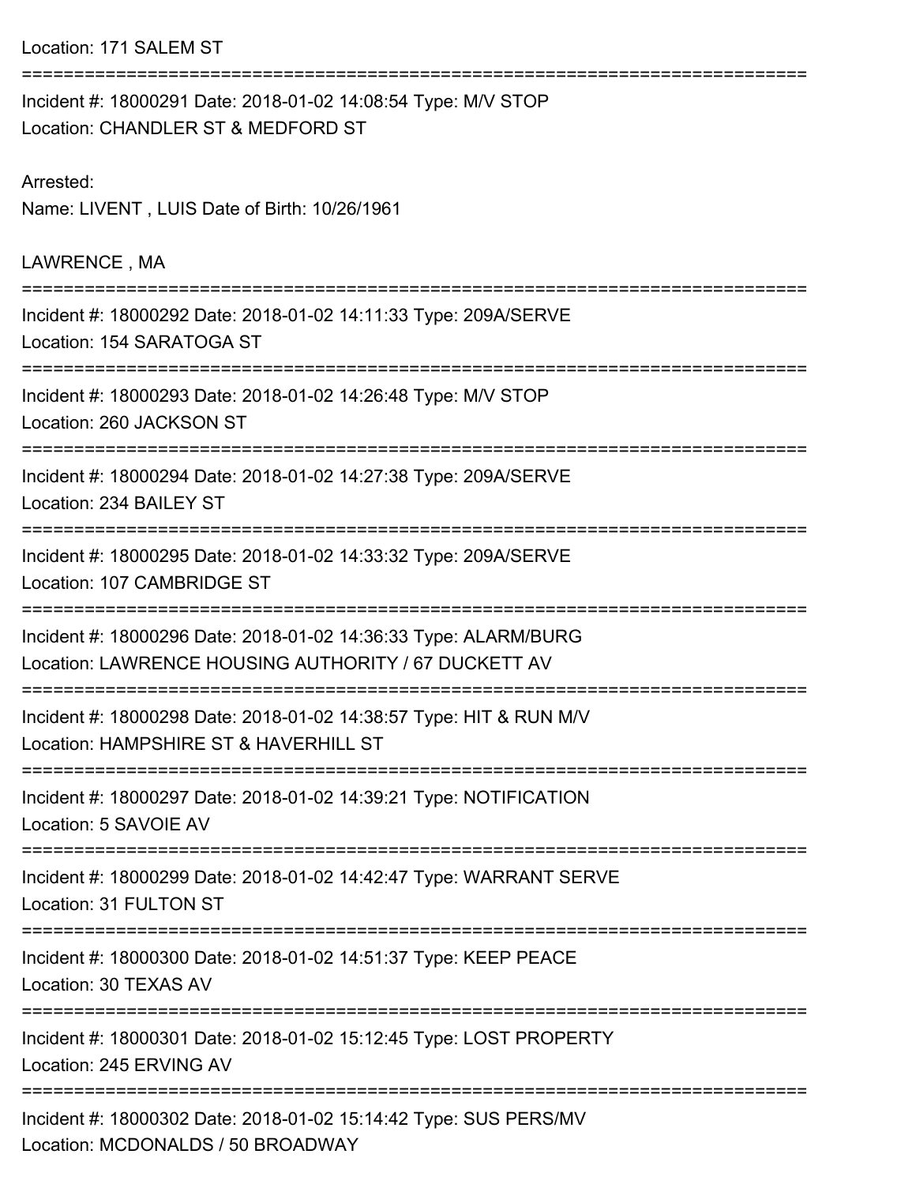Location: 171 SALEM ST

===========================================================================

Incident #: 18000291 Date: 2018-01-02 14:08:54 Type: M/V STOP
Location: CHANDLER ST & MEDFORD ST

Arrested:
Name: LIVENT , LUIS Date of Birth: 10/26/1961

LAWRENCE , MA

===========================================================================

Incident #: 18000292 Date: 2018-01-02 14:11:33 Type: 209A/SERVE
Location: 154 SARATOGA ST

===========================================================================

Incident #: 18000293 Date: 2018-01-02 14:26:48 Type: M/V STOP
Location: 260 JACKSON ST

===========================================================================

Incident #: 18000294 Date: 2018-01-02 14:27:38 Type: 209A/SERVE
Location: 234 BAILEY ST

===========================================================================

Incident #: 18000295 Date: 2018-01-02 14:33:32 Type: 209A/SERVE
Location: 107 CAMBRIDGE ST

===========================================================================

Incident #: 18000296 Date: 2018-01-02 14:36:33 Type: ALARM/BURG
Location: LAWRENCE HOUSING AUTHORITY / 67 DUCKETT AV

===========================================================================

Incident #: 18000298 Date: 2018-01-02 14:38:57 Type: HIT & RUN M/V
Location: HAMPSHIRE ST & HAVERHILL ST

===========================================================================

Incident #: 18000297 Date: 2018-01-02 14:39:21 Type: NOTIFICATION
Location: 5 SAVOIE AV

===========================================================================

Incident #: 18000299 Date: 2018-01-02 14:42:47 Type: WARRANT SERVE
Location: 31 FULTON ST

===========================================================================

Incident #: 18000300 Date: 2018-01-02 14:51:37 Type: KEEP PEACE
Location: 30 TEXAS AV

===========================================================================

Incident #: 18000301 Date: 2018-01-02 15:12:45 Type: LOST PROPERTY
Location: 245 ERVING AV

===========================================================================

Incident #: 18000302 Date: 2018-01-02 15:14:42 Type: SUS PERS/MV
Location: MCDONALDS / 50 BROADWAY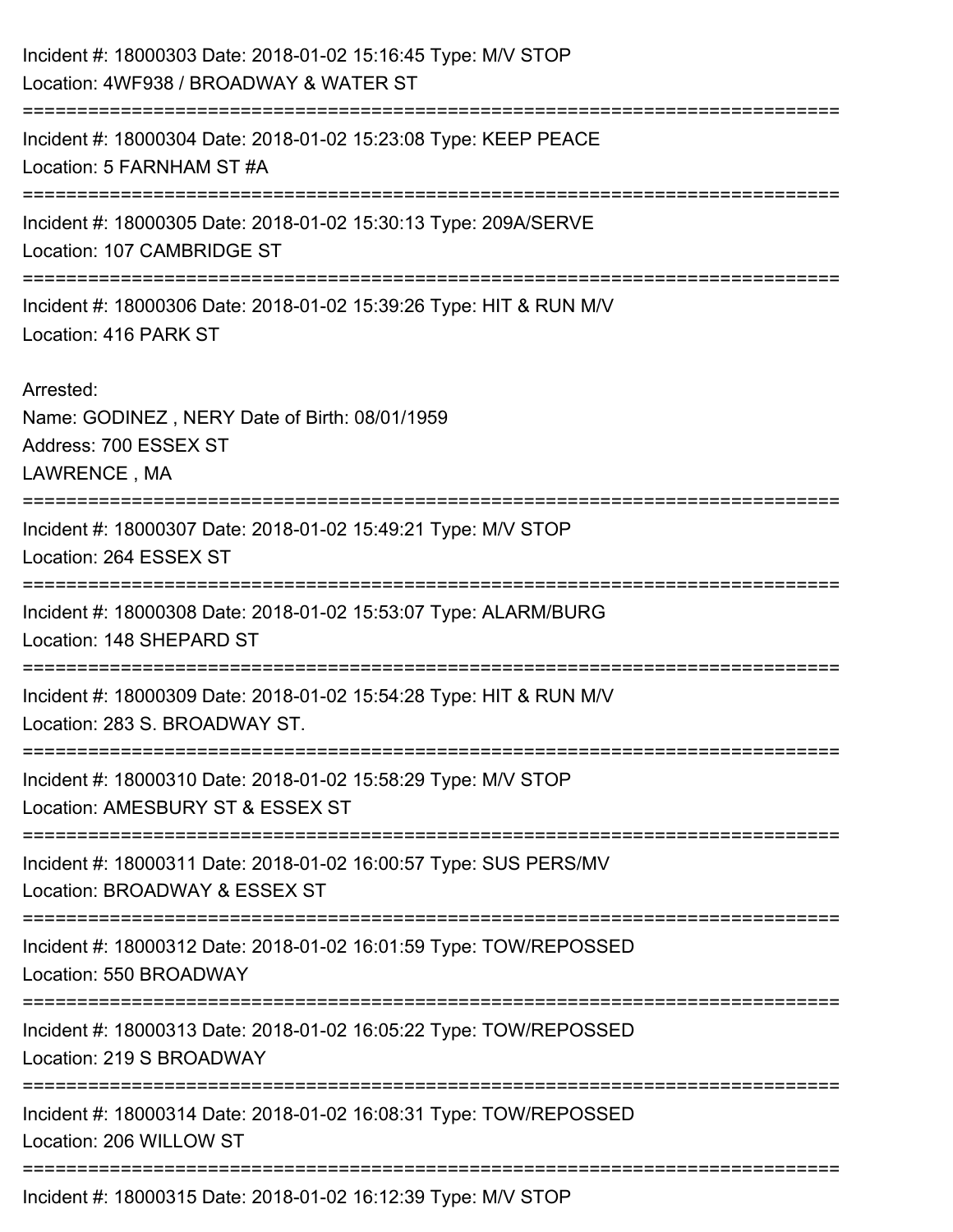Incident #: 18000303 Date: 2018-01-02 15:16:45 Type: M/V STOP
Location: 4WF938 / BROADWAY & WATER ST

===========================================================================

Incident #: 18000304 Date: 2018-01-02 15:23:08 Type: KEEP PEACE
Location: 5 FARNHAM ST #A

===========================================================================

Incident #: 18000305 Date: 2018-01-02 15:30:13 Type: 209A/SERVE
Location: 107 CAMBRIDGE ST

===========================================================================

Incident #: 18000306 Date: 2018-01-02 15:39:26 Type: HIT & RUN M/V
Location: 416 PARK ST

Arrested:
Name: GODINEZ , NERY Date of Birth: 08/01/1959
Address: 700 ESSEX ST
LAWRENCE , MA

===========================================================================

Incident #: 18000307 Date: 2018-01-02 15:49:21 Type: M/V STOP
Location: 264 ESSEX ST

===========================================================================

Incident #: 18000308 Date: 2018-01-02 15:53:07 Type: ALARM/BURG
Location: 148 SHEPARD ST

===========================================================================

Incident #: 18000309 Date: 2018-01-02 15:54:28 Type: HIT & RUN M/V
Location: 283 S. BROADWAY ST.

===========================================================================

Incident #: 18000310 Date: 2018-01-02 15:58:29 Type: M/V STOP
Location: AMESBURY ST & ESSEX ST

===========================================================================

Incident #: 18000311 Date: 2018-01-02 16:00:57 Type: SUS PERS/MV
Location: BROADWAY & ESSEX ST

===========================================================================

Incident #: 18000312 Date: 2018-01-02 16:01:59 Type: TOW/REPOSSED
Location: 550 BROADWAY

===========================================================================

Incident #: 18000313 Date: 2018-01-02 16:05:22 Type: TOW/REPOSSED
Location: 219 S BROADWAY

===========================================================================

Incident #: 18000314 Date: 2018-01-02 16:08:31 Type: TOW/REPOSSED
Location: 206 WILLOW ST

===========================================================================

Incident #: 18000315 Date: 2018-01-02 16:12:39 Type: M/V STOP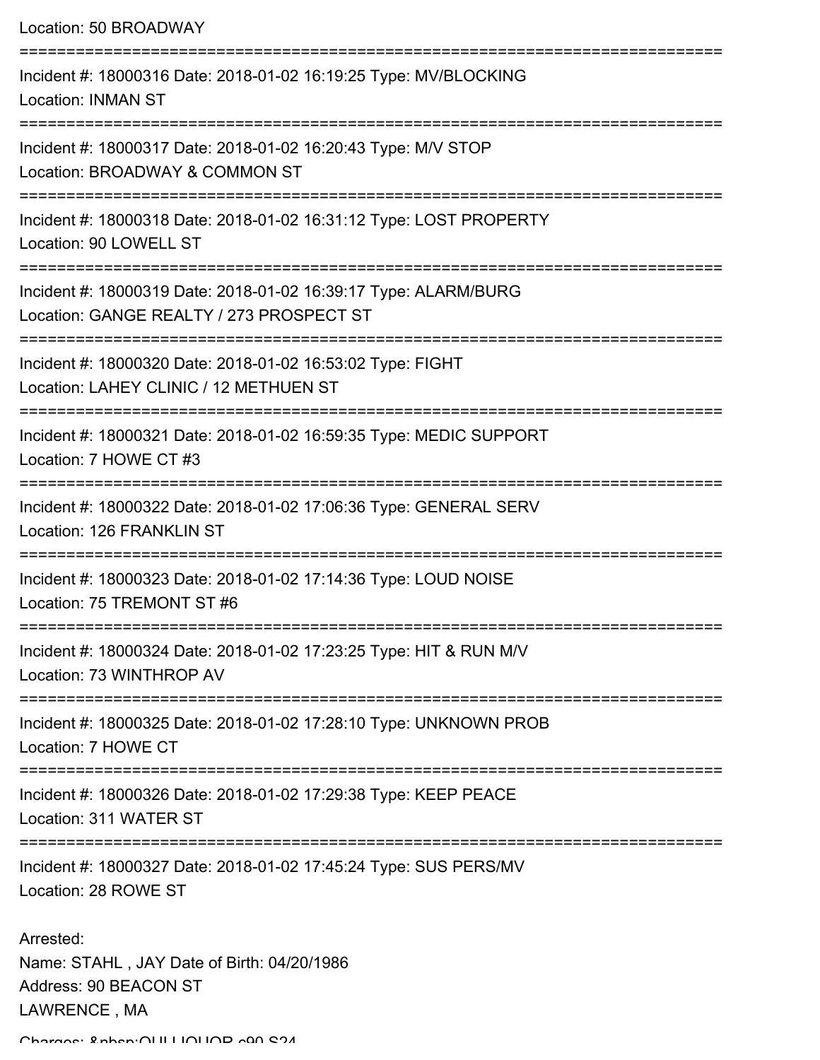Location: 50 BROADWAY

===========================================================================

Incident #: 18000316 Date: 2018-01-02 16:19:25 Type: MV/BLOCKING
Location: INMAN ST

===========================================================================

Incident #: 18000317 Date: 2018-01-02 16:20:43 Type: M/V STOP
Location: BROADWAY & COMMON ST

===========================================================================

Incident #: 18000318 Date: 2018-01-02 16:31:12 Type: LOST PROPERTY
Location: 90 LOWELL ST

===========================================================================

Incident #: 18000319 Date: 2018-01-02 16:39:17 Type: ALARM/BURG
Location: GANGE REALTY / 273 PROSPECT ST

===========================================================================

Incident #: 18000320 Date: 2018-01-02 16:53:02 Type: FIGHT
Location: LAHEY CLINIC / 12 METHUEN ST

===========================================================================

Incident #: 18000321 Date: 2018-01-02 16:59:35 Type: MEDIC SUPPORT
Location: 7 HOWE CT #3

===========================================================================

Incident #: 18000322 Date: 2018-01-02 17:06:36 Type: GENERAL SERV
Location: 126 FRANKLIN ST

===========================================================================

Incident #: 18000323 Date: 2018-01-02 17:14:36 Type: LOUD NOISE
Location: 75 TREMONT ST #6

===========================================================================

Incident #: 18000324 Date: 2018-01-02 17:23:25 Type: HIT & RUN M/V
Location: 73 WINTHROP AV

===========================================================================

Incident #: 18000325 Date: 2018-01-02 17:28:10 Type: UNKNOWN PROB
Location: 7 HOWE CT

===========================================================================

Incident #: 18000326 Date: 2018-01-02 17:29:38 Type: KEEP PEACE
Location: 311 WATER ST

===========================================================================

Incident #: 18000327 Date: 2018-01-02 17:45:24 Type: SUS PERS/MV
Location: 28 ROWE ST

Arrested:
Name: STAHL , JAY Date of Birth: 04/20/1986
Address: 90 BEACON ST
LAWRENCE , MA

Charges: &nbsp;OUI LIQUOR c90 S24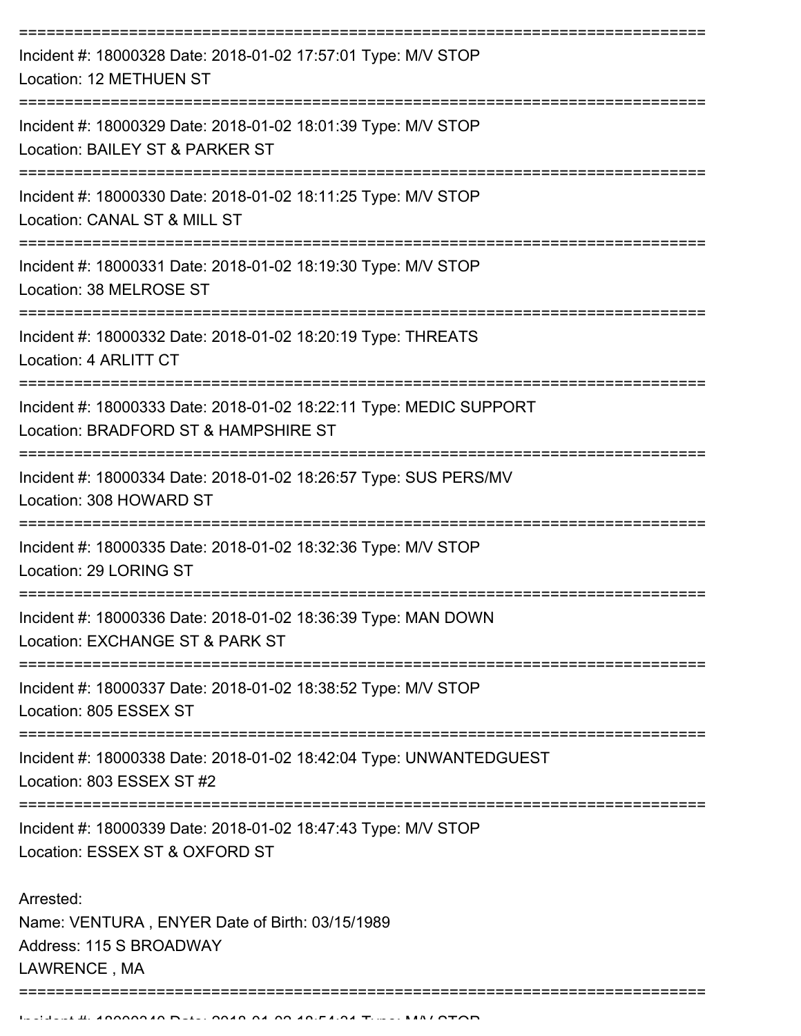===========================================================================

Incident #: 18000328 Date: 2018-01-02 17:57:01 Type: M/V STOP
Location: 12 METHUEN ST

===========================================================================

Incident #: 18000329 Date: 2018-01-02 18:01:39 Type: M/V STOP
Location: BAILEY ST & PARKER ST

===========================================================================

Incident #: 18000330 Date: 2018-01-02 18:11:25 Type: M/V STOP
Location: CANAL ST & MILL ST

===========================================================================

Incident #: 18000331 Date: 2018-01-02 18:19:30 Type: M/V STOP
Location: 38 MELROSE ST

===========================================================================

Incident #: 18000332 Date: 2018-01-02 18:20:19 Type: THREATS
Location: 4 ARLITT CT

===========================================================================

Incident #: 18000333 Date: 2018-01-02 18:22:11 Type: MEDIC SUPPORT
Location: BRADFORD ST & HAMPSHIRE ST

===========================================================================

Incident #: 18000334 Date: 2018-01-02 18:26:57 Type: SUS PERS/MV
Location: 308 HOWARD ST

===========================================================================

Incident #: 18000335 Date: 2018-01-02 18:32:36 Type: M/V STOP
Location: 29 LORING ST

===========================================================================

Incident #: 18000336 Date: 2018-01-02 18:36:39 Type: MAN DOWN
Location: EXCHANGE ST & PARK ST

===========================================================================

Incident #: 18000337 Date: 2018-01-02 18:38:52 Type: M/V STOP
Location: 805 ESSEX ST

===========================================================================

Incident #: 18000338 Date: 2018-01-02 18:42:04 Type: UNWANTEDGUEST
Location: 803 ESSEX ST #2

===========================================================================

Incident #: 18000339 Date: 2018-01-02 18:47:43 Type: M/V STOP
Location: ESSEX ST & OXFORD ST

Arrested:
Name: VENTURA , ENYER Date of Birth: 03/15/1989
Address: 115 S BROADWAY
LAWRENCE , MA

===========================================================================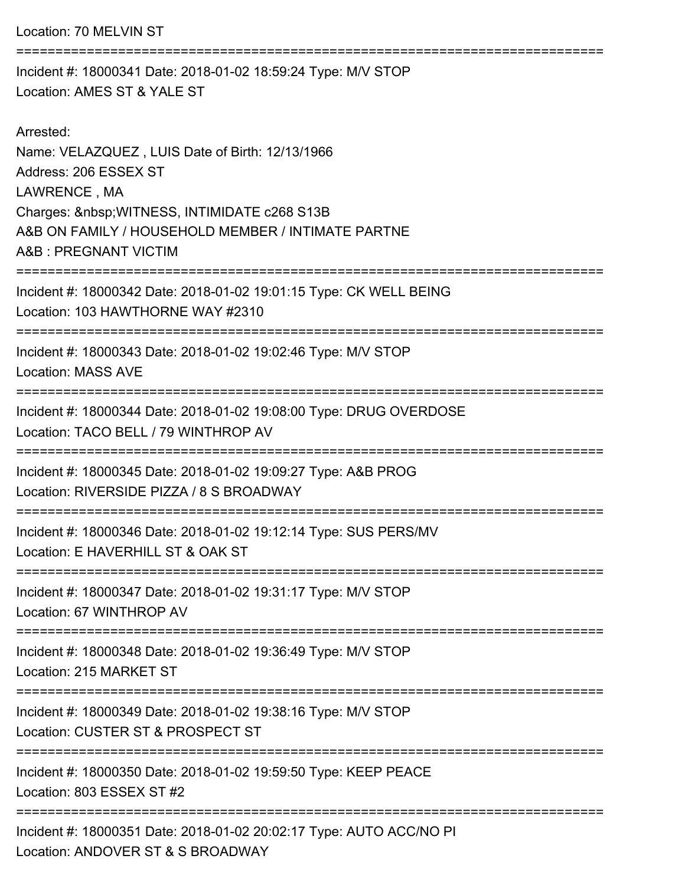Location: 70 MELVIN ST

===========================================================================

Incident #: 18000341 Date: 2018-01-02 18:59:24 Type: M/V STOP
Location: AMES ST & YALE ST

Arrested:
Name: VELAZQUEZ , LUIS Date of Birth: 12/13/1966
Address: 206 ESSEX ST
LAWRENCE , MA
Charges: &nbsp;WITNESS, INTIMIDATE c268 S13B
A&B ON FAMILY / HOUSEHOLD MEMBER / INTIMATE PARTNE
A&B : PREGNANT VICTIM

===========================================================================

Incident #: 18000342 Date: 2018-01-02 19:01:15 Type: CK WELL BEING
Location: 103 HAWTHORNE WAY #2310

===========================================================================

Incident #: 18000343 Date: 2018-01-02 19:02:46 Type: M/V STOP
Location: MASS AVE

===========================================================================

Incident #: 18000344 Date: 2018-01-02 19:08:00 Type: DRUG OVERDOSE
Location: TACO BELL / 79 WINTHROP AV

===========================================================================

Incident #: 18000345 Date: 2018-01-02 19:09:27 Type: A&B PROG
Location: RIVERSIDE PIZZA / 8 S BROADWAY

===========================================================================

Incident #: 18000346 Date: 2018-01-02 19:12:14 Type: SUS PERS/MV
Location: E HAVERHILL ST & OAK ST

===========================================================================

Incident #: 18000347 Date: 2018-01-02 19:31:17 Type: M/V STOP
Location: 67 WINTHROP AV

===========================================================================

Incident #: 18000348 Date: 2018-01-02 19:36:49 Type: M/V STOP
Location: 215 MARKET ST

===========================================================================

Incident #: 18000349 Date: 2018-01-02 19:38:16 Type: M/V STOP
Location: CUSTER ST & PROSPECT ST

===========================================================================

Incident #: 18000350 Date: 2018-01-02 19:59:50 Type: KEEP PEACE
Location: 803 ESSEX ST #2

===========================================================================

Incident #: 18000351 Date: 2018-01-02 20:02:17 Type: AUTO ACC/NO PI
Location: ANDOVER ST & S BROADWAY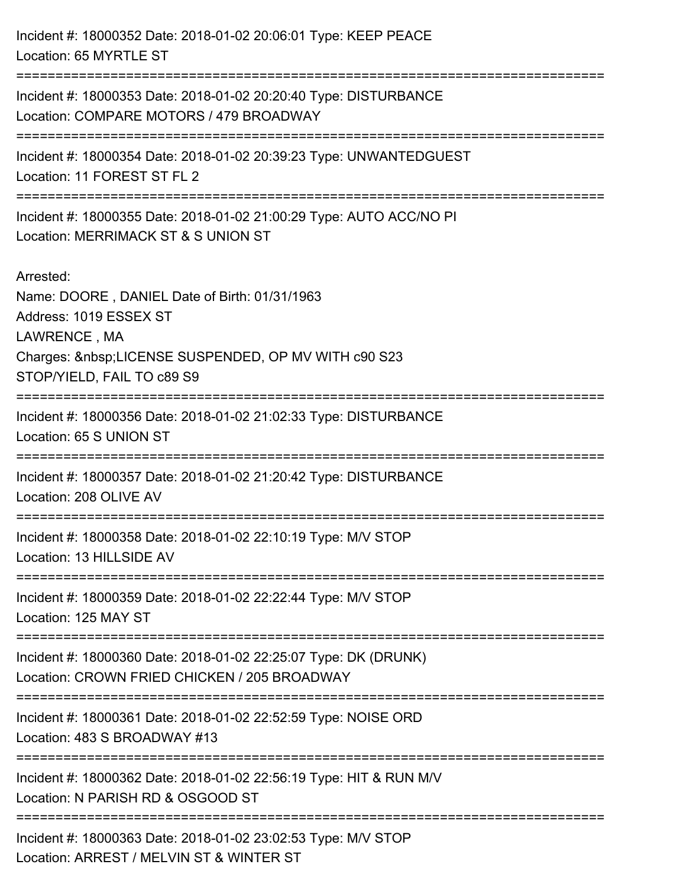Incident #: 18000352 Date: 2018-01-02 20:06:01 Type: KEEP PEACE
Location: 65 MYRTLE ST

===========================================================================

Incident #: 18000353 Date: 2018-01-02 20:20:40 Type: DISTURBANCE
Location: COMPARE MOTORS / 479 BROADWAY

===========================================================================

Incident #: 18000354 Date: 2018-01-02 20:39:23 Type: UNWANTEDGUEST
Location: 11 FOREST ST FL 2

===========================================================================

Incident #: 18000355 Date: 2018-01-02 21:00:29 Type: AUTO ACC/NO PI
Location: MERRIMACK ST & S UNION ST

Arrested:
Name: DOORE , DANIEL Date of Birth: 01/31/1963
Address: 1019 ESSEX ST
LAWRENCE , MA
Charges: &nbsp;LICENSE SUSPENDED, OP MV WITH c90 S23
STOP/YIELD, FAIL TO c89 S9

===========================================================================

Incident #: 18000356 Date: 2018-01-02 21:02:33 Type: DISTURBANCE
Location: 65 S UNION ST

===========================================================================

Incident #: 18000357 Date: 2018-01-02 21:20:42 Type: DISTURBANCE
Location: 208 OLIVE AV

===========================================================================

Incident #: 18000358 Date: 2018-01-02 22:10:19 Type: M/V STOP
Location: 13 HILLSIDE AV

===========================================================================

Incident #: 18000359 Date: 2018-01-02 22:22:44 Type: M/V STOP
Location: 125 MAY ST

===========================================================================

Incident #: 18000360 Date: 2018-01-02 22:25:07 Type: DK (DRUNK)
Location: CROWN FRIED CHICKEN / 205 BROADWAY

===========================================================================

Incident #: 18000361 Date: 2018-01-02 22:52:59 Type: NOISE ORD
Location: 483 S BROADWAY #13

===========================================================================

Incident #: 18000362 Date: 2018-01-02 22:56:19 Type: HIT & RUN M/V
Location: N PARISH RD & OSGOOD ST

===========================================================================

Incident #: 18000363 Date: 2018-01-02 23:02:53 Type: M/V STOP
Location: ARREST / MELVIN ST & WINTER ST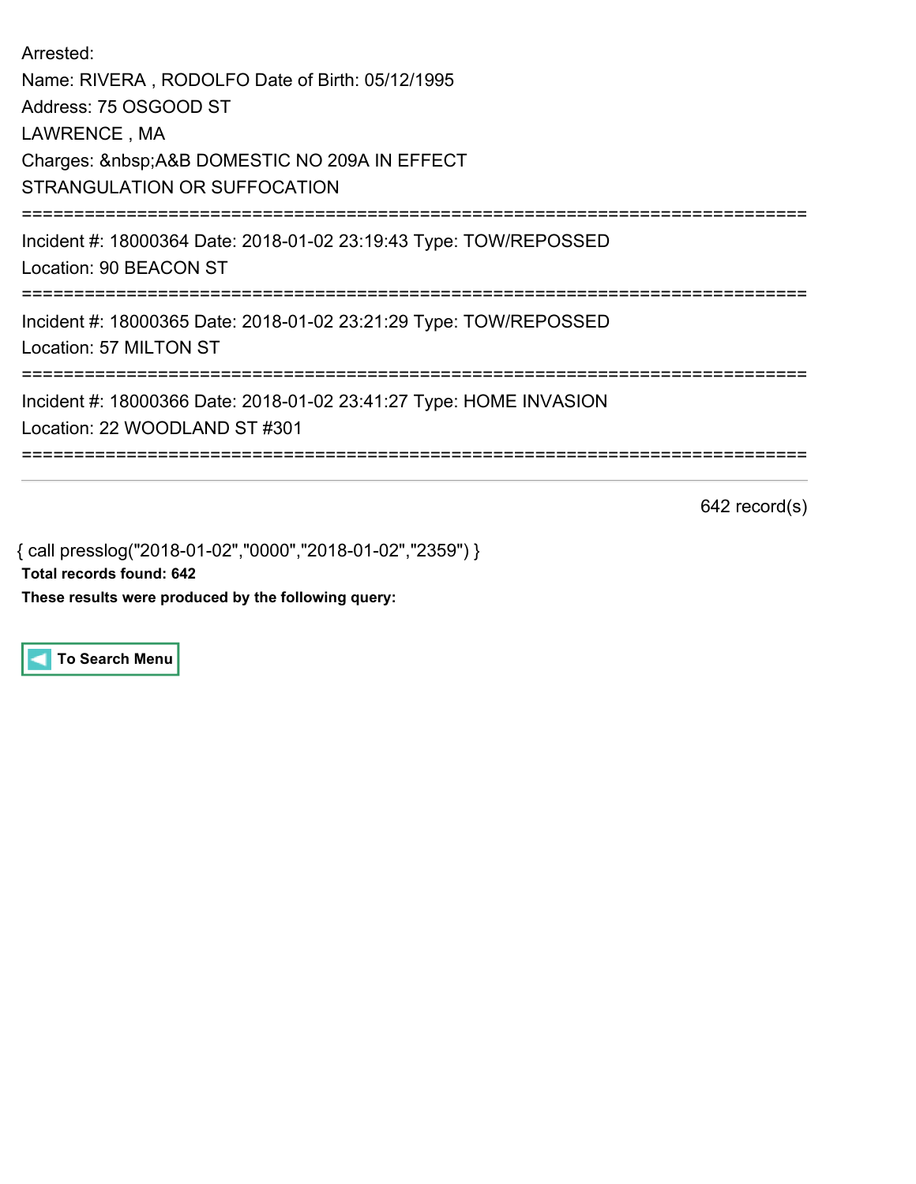Arrested:

Name: RIVERA , RODOLFO Date of Birth: 05/12/1995

Address: 75 OSGOOD ST

LAWRENCE , MA

Charges: &nbsp;A&B DOMESTIC NO 209A IN EFFECT

STRANGULATION OR SUFFOCATION

===========================================================================

Incident #: 18000364 Date: 2018-01-02 23:19:43 Type: TOW/REPOSSED

Location: 90 BEACON ST

===========================================================================

Incident #: 18000365 Date: 2018-01-02 23:21:29 Type: TOW/REPOSSED

Location: 57 MILTON ST

===========================================================================

Incident #: 18000366 Date: 2018-01-02 23:41:27 Type: HOME INVASION

Location: 22 WOODLAND ST #301

===========================================================================

---

642 record(s)

{ call presslog("2018-01-02","0000","2018-01-02","2359") }

**Total records found: 642**

**These results were produced by the following query:**

**To Search Menu**